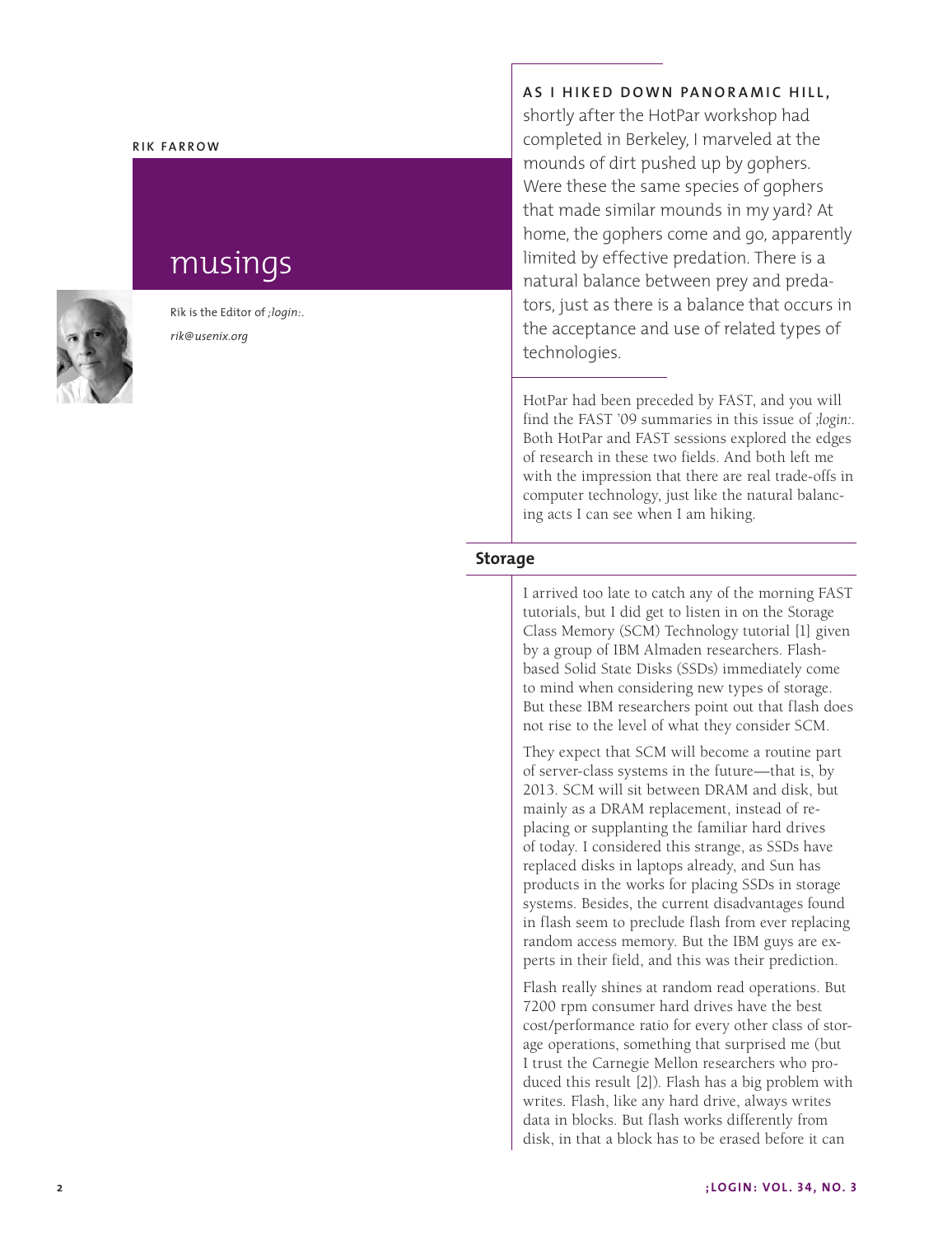RIK FARROW

# musings

Rik is the Editor of *;login:*.

*rik@usenix.org*

**AS I HIKED DOWN PANORAMIC HILL,** shortly after the HotPar workshop had completed in Berkeley, I marveled at the mounds of dirt pushed up by gophers. Were these the same species of gophers that made similar mounds in my yard? At home, the gophers come and go, apparently limited by effective predation. There is a natural balance between prey and predators, just as there is a balance that occurs in the acceptance and use of related types of technologies.

HotPar had been preceded by FAST, and you will find the FAST '09 summaries in this issue of *;login:*. Both HotPar and FAST sessions explored the edges of research in these two fields. And both left me with the impression that there are real trade-offs in computer technology, just like the natural balancing acts I can see when I am hiking.

## Storage

I arrived too late to catch any of the morning FAST tutorials, but I did get to listen in on the Storage Class Memory (SCM) Technology tutorial [1] given by a group of IBM Almaden researchers. Flash-based Solid State Disks (SSDs) immediately come to mind when considering new types of storage. But these IBM researchers point out that flash does not rise to the level of what they consider SCM.

They expect that SCM will become a routine part of server-class systems in the future—that is, by 2013. SCM will sit between DRAM and disk, but mainly as a DRAM replacement, instead of replacing or supplanting the familiar hard drives of today. I considered this strange, as SSDs have replaced disks in laptops already, and Sun has products in the works for placing SSDs in storage systems. Besides, the current disadvantages found in flash seem to preclude flash from ever replacing random access memory. But the IBM guys are experts in their field, and this was their prediction.

Flash really shines at random read operations. But 7200 rpm consumer hard drives have the best cost/performance ratio for every other class of storage operations, something that surprised me (but I trust the Carnegie Mellon researchers who produced this result [2]). Flash has a big problem with writes. Flash, like any hard drive, always writes data in blocks. But flash works differently from disk, in that a block has to be erased before it can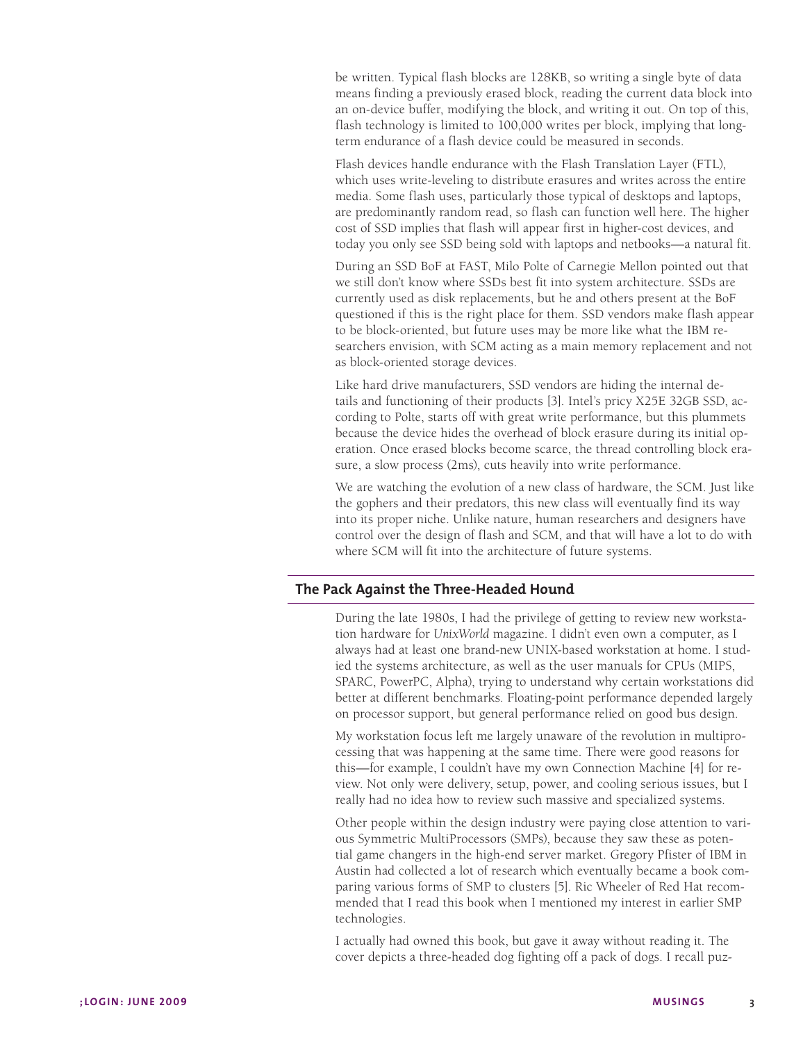be written. Typical flash blocks are 128KB, so writing a single byte of data means finding a previously erased block, reading the current data block into an on-device buffer, modifying the block, and writing it out. On top of this, flash technology is limited to 100,000 writes per block, implying that long-term endurance of a flash device could be measured in seconds.

Flash devices handle endurance with the Flash Translation Layer (FTL), which uses write-leveling to distribute erasures and writes across the entire media. Some flash uses, particularly those typical of desktops and laptops, are predominantly random read, so flash can function well here. The higher cost of SSD implies that flash will appear first in higher-cost devices, and today you only see SSD being sold with laptops and netbooks—a natural fit.

During an SSD BoF at FAST, Milo Polte of Carnegie Mellon pointed out that we still don't know where SSDs best fit into system architecture. SSDs are currently used as disk replacements, but he and others present at the BoF questioned if this is the right place for them. SSD vendors make flash appear to be block-oriented, but future uses may be more like what the IBM researchers envision, with SCM acting as a main memory replacement and not as block-oriented storage devices.

Like hard drive manufacturers, SSD vendors are hiding the internal details and functioning of their products [3]. Intel's pricy X25E 32GB SSD, according to Polte, starts off with great write performance, but this plummets because the device hides the overhead of block erasure during its initial operation. Once erased blocks become scarce, the thread controlling block erasure, a slow process (2ms), cuts heavily into write performance.

We are watching the evolution of a new class of hardware, the SCM. Just like the gophers and their predators, this new class will eventually find its way into its proper niche. Unlike nature, human researchers and designers have control over the design of flash and SCM, and that will have a lot to do with where SCM will fit into the architecture of future systems.

## The Pack Against the Three-Headed Hound

During the late 1980s, I had the privilege of getting to review new workstation hardware for *UnixWorld* magazine. I didn't even own a computer, as I always had at least one brand-new UNIX-based workstation at home. I studied the systems architecture, as well as the user manuals for CPUs (MIPS, SPARC, PowerPC, Alpha), trying to understand why certain workstations did better at different benchmarks. Floating-point performance depended largely on processor support, but general performance relied on good bus design.

My workstation focus left me largely unaware of the revolution in multiprocessing that was happening at the same time. There were good reasons for this—for example, I couldn't have my own Connection Machine [4] for review. Not only were delivery, setup, power, and cooling serious issues, but I really had no idea how to review such massive and specialized systems.

Other people within the design industry were paying close attention to various Symmetric MultiProcessors (SMPs), because they saw these as potential game changers in the high-end server market. Gregory Pfister of IBM in Austin had collected a lot of research which eventually became a book comparing various forms of SMP to clusters [5]. Ric Wheeler of Red Hat recommended that I read this book when I mentioned my interest in earlier SMP technologies.

I actually had owned this book, but gave it away without reading it. The cover depicts a three-headed dog fighting off a pack of dogs. I recall puz-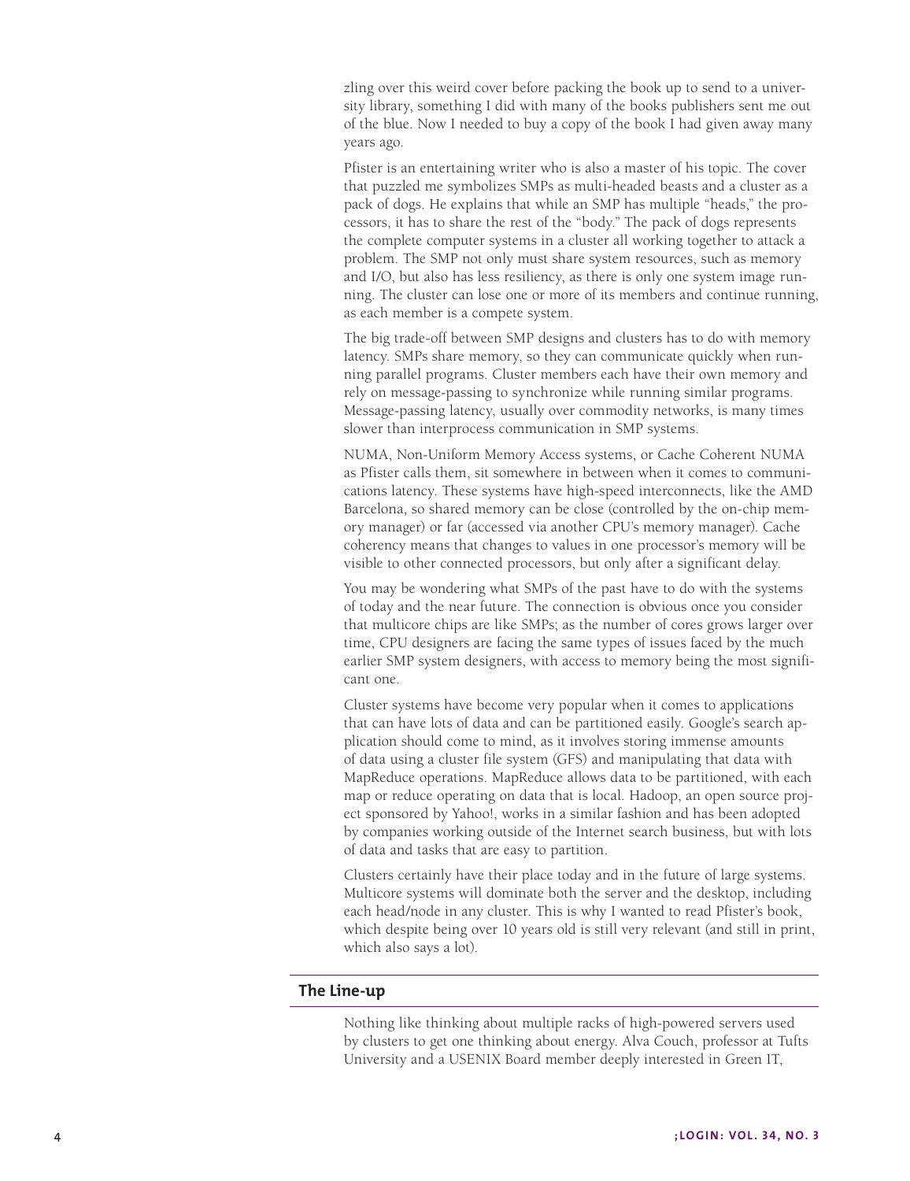zling over this weird cover before packing the book up to send to a university library, something I did with many of the books publishers sent me out of the blue. Now I needed to buy a copy of the book I had given away many years ago.

Pfister is an entertaining writer who is also a master of his topic. The cover that puzzled me symbolizes SMPs as multi-headed beasts and a cluster as a pack of dogs. He explains that while an SMP has multiple "heads," the processors, it has to share the rest of the "body." The pack of dogs represents the complete computer systems in a cluster all working together to attack a problem. The SMP not only must share system resources, such as memory and I/O, but also has less resiliency, as there is only one system image running. The cluster can lose one or more of its members and continue running, as each member is a compete system.

The big trade-off between SMP designs and clusters has to do with memory latency. SMPs share memory, so they can communicate quickly when running parallel programs. Cluster members each have their own memory and rely on message-passing to synchronize while running similar programs. Message-passing latency, usually over commodity networks, is many times slower than interprocess communication in SMP systems.

NUMA, Non-Uniform Memory Access systems, or Cache Coherent NUMA as Pfister calls them, sit somewhere in between when it comes to communications latency. These systems have high-speed interconnects, like the AMD Barcelona, so shared memory can be close (controlled by the on-chip memory manager) or far (accessed via another CPU's memory manager). Cache coherency means that changes to values in one processor's memory will be visible to other connected processors, but only after a significant delay.

You may be wondering what SMPs of the past have to do with the systems of today and the near future. The connection is obvious once you consider that multicore chips are like SMPs; as the number of cores grows larger over time, CPU designers are facing the same types of issues faced by the much earlier SMP system designers, with access to memory being the most significant one.

Cluster systems have become very popular when it comes to applications that can have lots of data and can be partitioned easily. Google's search application should come to mind, as it involves storing immense amounts of data using a cluster file system (GFS) and manipulating that data with MapReduce operations. MapReduce allows data to be partitioned, with each map or reduce operating on data that is local. Hadoop, an open source project sponsored by Yahoo!, works in a similar fashion and has been adopted by companies working outside of the Internet search business, but with lots of data and tasks that are easy to partition.

Clusters certainly have their place today and in the future of large systems. Multicore systems will dominate both the server and the desktop, including each head/node in any cluster. This is why I wanted to read Pfister's book, which despite being over 10 years old is still very relevant (and still in print, which also says a lot).

## The Line-up

Nothing like thinking about multiple racks of high-powered servers used by clusters to get one thinking about energy. Alva Couch, professor at Tufts University and a USENIX Board member deeply interested in Green IT,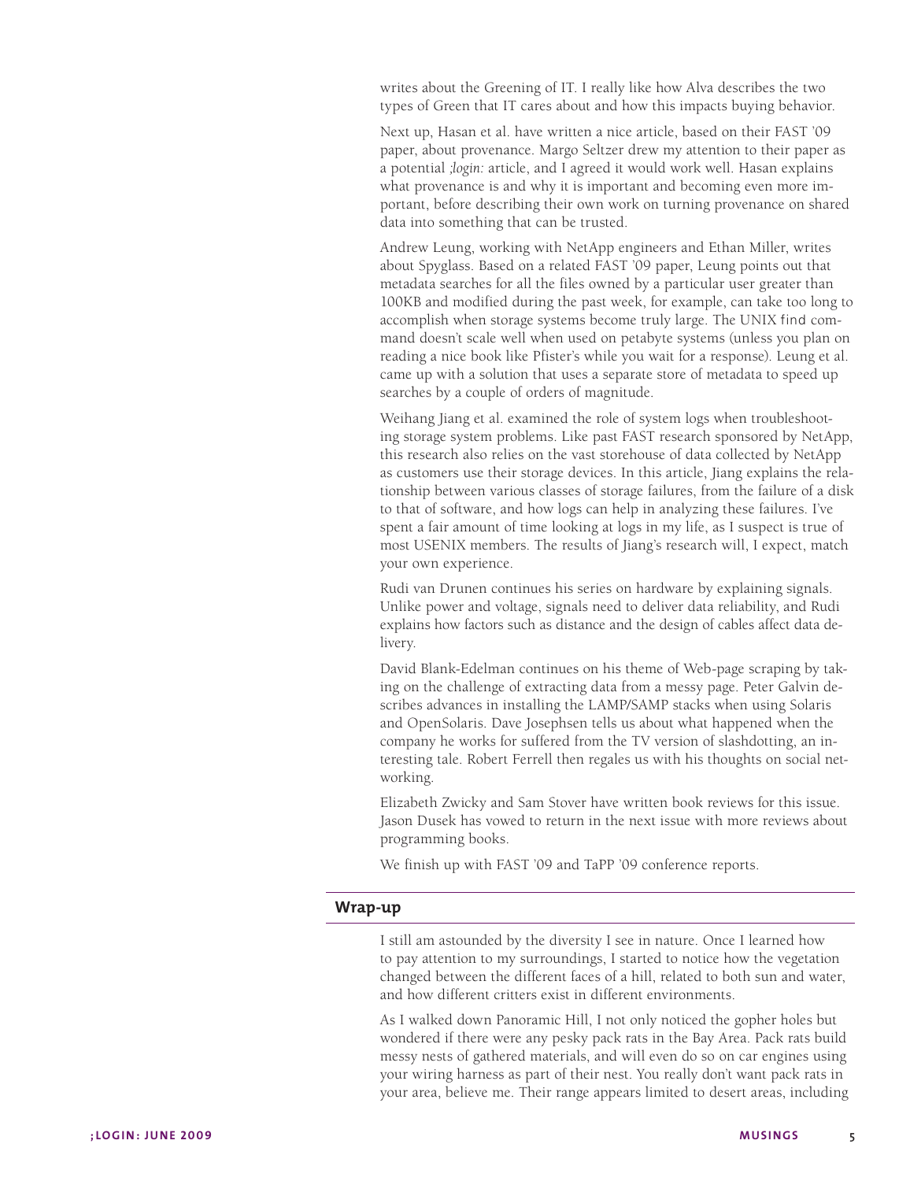writes about the Greening of IT. I really like how Alva describes the two types of Green that IT cares about and how this impacts buying behavior.

Next up, Hasan et al. have written a nice article, based on their FAST '09 paper, about provenance. Margo Seltzer drew my attention to their paper as a potential *;login:* article, and I agreed it would work well. Hasan explains what provenance is and why it is important and becoming even more important, before describing their own work on turning provenance on shared data into something that can be trusted.

Andrew Leung, working with NetApp engineers and Ethan Miller, writes about Spyglass. Based on a related FAST '09 paper, Leung points out that metadata searches for all the files owned by a particular user greater than 100KB and modified during the past week, for example, can take too long to accomplish when storage systems become truly large. The UNIX `find` command doesn't scale well when used on petabyte systems (unless you plan on reading a nice book like Pfister's while you wait for a response). Leung et al. came up with a solution that uses a separate store of metadata to speed up searches by a couple of orders of magnitude.

Weihang Jiang et al. examined the role of system logs when troubleshooting storage system problems. Like past FAST research sponsored by NetApp, this research also relies on the vast storehouse of data collected by NetApp as customers use their storage devices. In this article, Jiang explains the relationship between various classes of storage failures, from the failure of a disk to that of software, and how logs can help in analyzing these failures. I've spent a fair amount of time looking at logs in my life, as I suspect is true of most USENIX members. The results of Jiang's research will, I expect, match your own experience.

Rudi van Drunen continues his series on hardware by explaining signals. Unlike power and voltage, signals need to deliver data reliability, and Rudi explains how factors such as distance and the design of cables affect data delivery.

David Blank-Edelman continues on his theme of Web-page scraping by taking on the challenge of extracting data from a messy page. Peter Galvin describes advances in installing the LAMP/SAMP stacks when using Solaris and OpenSolaris. Dave Josephsen tells us about what happened when the company he works for suffered from the TV version of slashdotting, an interesting tale. Robert Ferrell then regales us with his thoughts on social networking.

Elizabeth Zwicky and Sam Stover have written book reviews for this issue. Jason Dusek has vowed to return in the next issue with more reviews about programming books.

We finish up with FAST '09 and TaPP '09 conference reports.

## Wrap-up

I still am astounded by the diversity I see in nature. Once I learned how to pay attention to my surroundings, I started to notice how the vegetation changed between the different faces of a hill, related to both sun and water, and how different critters exist in different environments.

As I walked down Panoramic Hill, I not only noticed the gopher holes but wondered if there were any pesky pack rats in the Bay Area. Pack rats build messy nests of gathered materials, and will even do so on car engines using your wiring harness as part of their nest. You really don't want pack rats in your area, believe me. Their range appears limited to desert areas, including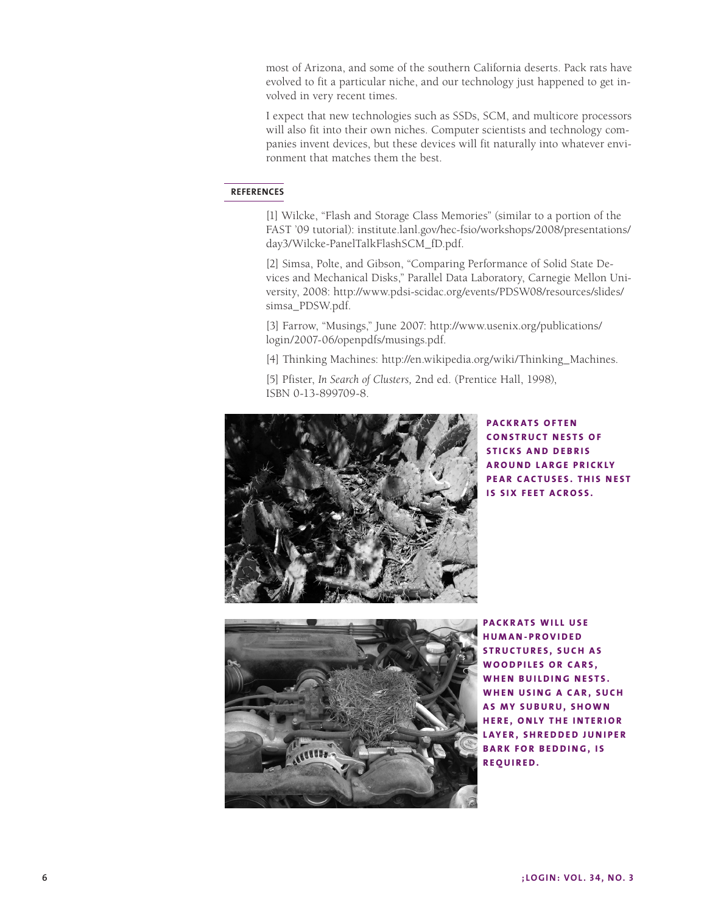most of Arizona, and some of the southern California deserts. Pack rats have evolved to fit a particular niche, and our technology just happened to get involved in very recent times.

I expect that new technologies such as SSDs, SCM, and multicore processors will also fit into their own niches. Computer scientists and technology companies invent devices, but these devices will fit naturally into whatever environment that matches them the best.

## REFERENCES

[1] Wilcke, "Flash and Storage Class Memories" (similar to a portion of the FAST '09 tutorial): institute.lanl.gov/hec-fsio/workshops/2008/presentations/day3/Wilcke-PanelTalkFlashSCM_fD.pdf.

[2] Simsa, Polte, and Gibson, "Comparing Performance of Solid State Devices and Mechanical Disks," Parallel Data Laboratory, Carnegie Mellon University, 2008: http://www.pdsi-scidac.org/events/PDSW08/resources/slides/simsa_PDSW.pdf.

[3] Farrow, "Musings," June 2007: http://www.usenix.org/publications/login/2007-06/openpdfs/musings.pdf.

[4] Thinking Machines: http://en.wikipedia.org/wiki/Thinking_Machines.

[5] Pfister, *In Search of Clusters,* 2nd ed. (Prentice Hall, 1998), ISBN 0-13-899709-8.

**PACKRATS OFTEN CONSTRUCT NESTS OF STICKS AND DEBRIS AROUND LARGE PRICKLY PEAR CACTUSES. THIS NEST IS SIX FEET ACROSS.**

**PACKRATS WILL USE HUMAN-PROVIDED STRUCTURES, SUCH AS WOODPILES OR CARS, WHEN BUILDING NESTS. WHEN USING A CAR, SUCH AS MY SUBURU, SHOWN HERE, ONLY THE INTERIOR LAYER, SHREDDED JUNIPER BARK FOR BEDDING, IS REQUIRED.**